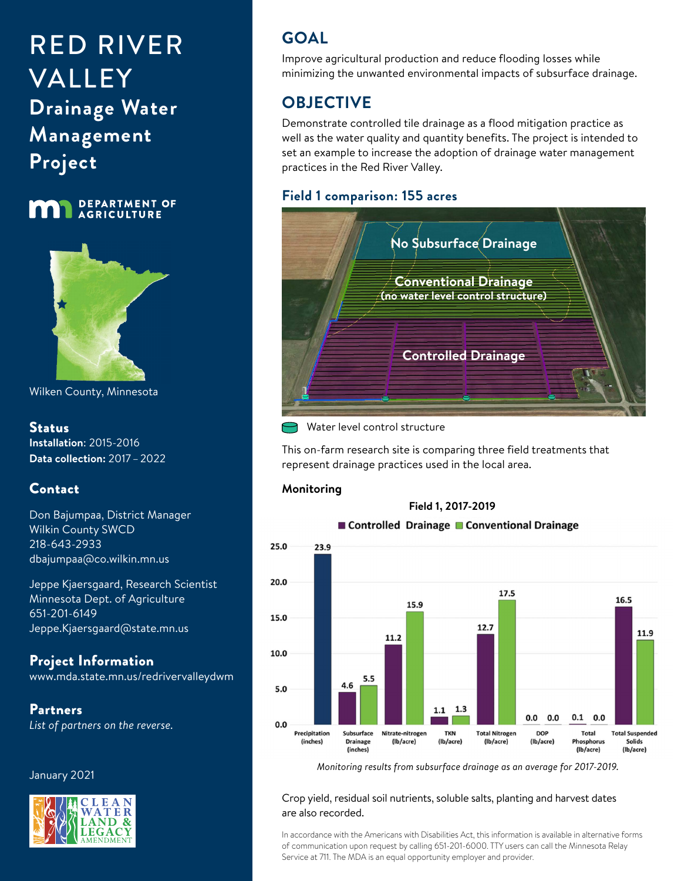# RED RIVER VALLEY

## Drainage Water Management Project

DEPARTMENT OF AGRICULTURE

Wilken County, Minnesota

### Status

**Installation:** 2015-2016

**Data collection:** 2017 – 2022

### Contact

Don Bajumpaa, District Manager
Wilkin County SWCD
218-643-2933
dbajumpaa@co.wilkin.mn.us

Jeppe Kjaersgaard, Research Scientist
Minnesota Dept. of Agriculture
651-201-6149
Jeppe.Kjaersgaard@state.mn.us

### Project Information

www.mda.state.mn.us/redrivervalleydwm

### Partners

*List of partners on the reverse.*

January 2021

## GOAL

Improve agricultural production and reduce flooding losses while minimizing the unwanted environmental impacts of subsurface drainage.

## OBJECTIVE

Demonstrate controlled tile drainage as a flood mitigation practice as well as the water quality and quantity benefits. The project is intended to set an example to increase the adoption of drainage water management practices in the Red River Valley.

### Field 1 comparison: 155 acres

No Subsurface Drainage

Conventional Drainage (no water level control structure)

Controlled Drainage

Water level control structure

This on-farm research site is comparing three field treatments that represent drainage practices used in the local area.

**Monitoring**

**Field 1, 2017-2019**

| | Controlled Drainage | Conventional Drainage |
|---|---|---|
| Precipitation (inches) | 23.9 | |
| Subsurface Drainage (inches) | 4.6 | 5.5 |
| Nitrate-nitrogen (lb/acre) | 11.2 | 15.9 |
| TKN (lb/acre) | 1.1 | 1.3 |
| Total Nitrogen (lb/acre) | 12.7 | 17.5 |
| DOP (lb/acre) | 0.0 | 0.0 |
| Total Phosphorus (lb/acre) | 0.1 | 0.0 |
| Total Suspended Solids (lb/acre) | 16.5 | 11.9 |

*Monitoring results from subsurface drainage as an average for 2017-2019.*

Crop yield, residual soil nutrients, soluble salts, planting and harvest dates are also recorded.

In accordance with the Americans with Disabilities Act, this information is available in alternative forms of communication upon request by calling 651-201-6000. TTY users can call the Minnesota Relay Service at 711. The MDA is an equal opportunity employer and provider.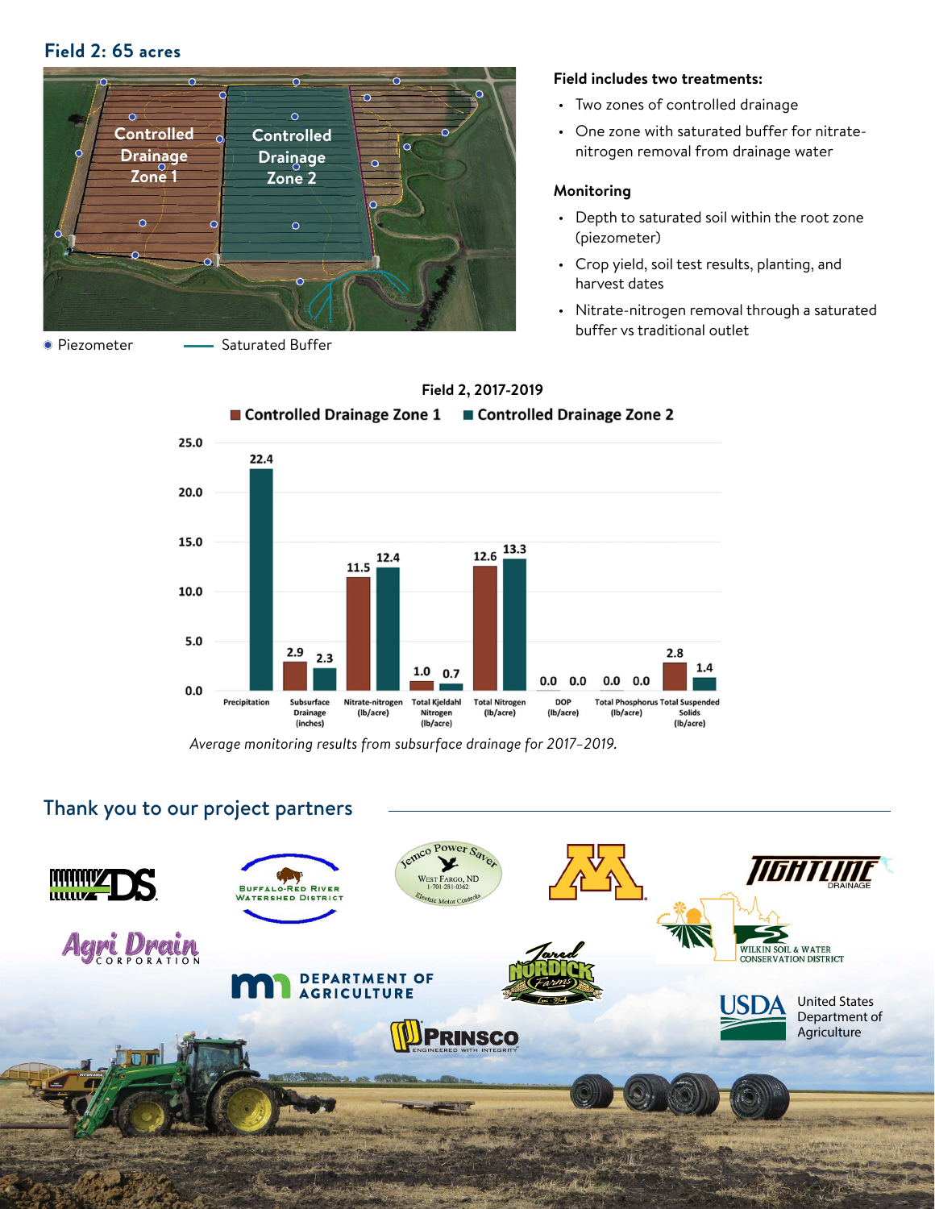## Field 2: 65 acres

Controlled Drainage Zone 1

Controlled Drainage Zone 2

Piezometer

Saturated Buffer

**Field includes two treatments:**

- Two zones of controlled drainage
- One zone with saturated buffer for nitrate-nitrogen removal from drainage water

**Monitoring**

- Depth to saturated soil within the root zone (piezometer)
- Crop yield, soil test results, planting, and harvest dates
- Nitrate-nitrogen removal through a saturated buffer vs traditional outlet

**Field 2, 2017-2019**

Controlled Drainage Zone 1
Controlled Drainage Zone 2

25.0
20.0
15.0
10.0
5.0
0.0

Precipitation: 22.4
Subsurface Drainage (inches): 2.9, 2.3
Nitrate-nitrogen (lb/acre): 11.5, 12.4
Total Kjeldahl Nitrogen (lb/acre): 1.0, 0.7
Total Nitrogen (lb/acre): 12.6, 13.3
DOP (lb/acre): 0.0, 0.0
Total Phosphorus (lb/acre): 0.0, 0.0
Total Suspended Solids (lb/acre): 2.8, 1.4

*Average monitoring results from subsurface drainage for 2017–2019.*

## Thank you to our project partners

ADS
Buffalo-Red River Watershed District
Jemco Power Saver, West Fargo, ND, 1-701-281-0362, Electric Motor Controls
University of Minnesota
Tightline Drainage
Agri Drain Corporation
Minnesota Department of Agriculture
Jared Nordick Farms
Wilkin Soil & Water Conservation District
USDA United States Department of Agriculture
Prinsco Engineered with Integrity